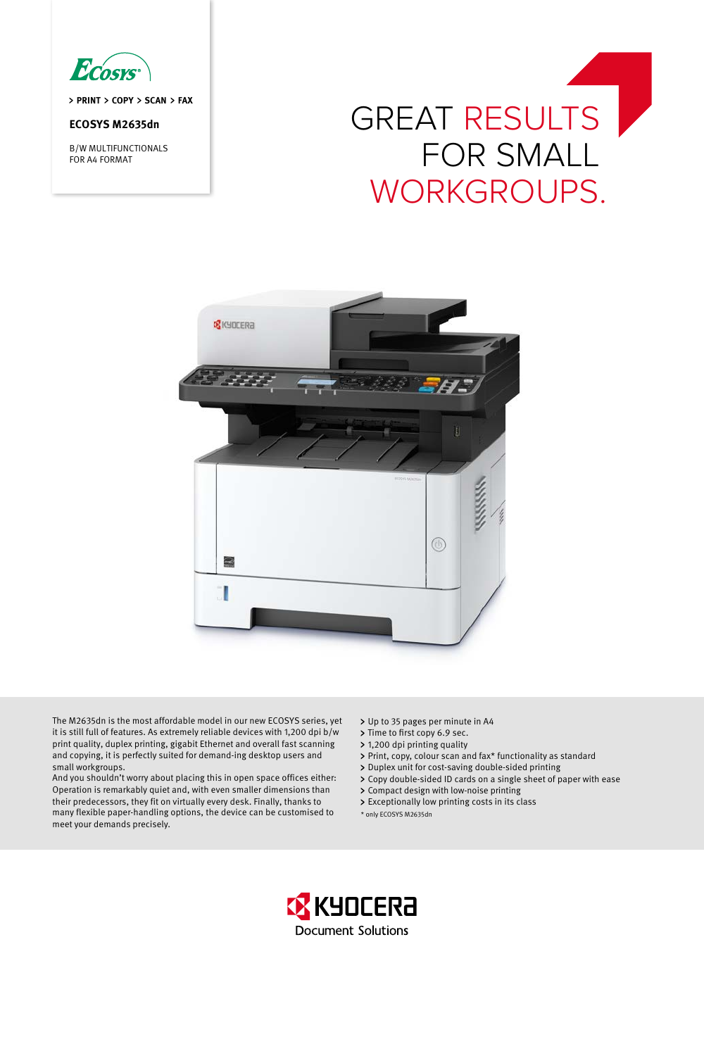ECOSYS

> PRINT > COPY > SCAN > FAX

**ECOSYS M2635dn**

B/W MULTIFUNCTIONALS
FOR A4 FORMAT

# GREAT RESULTS FOR SMALL WORKGROUPS.

The M2635dn is the most affordable model in our new ECOSYS series, yet it is still full of features. As extremely reliable devices with 1,200 dpi b/w print quality, duplex printing, gigabit Ethernet and overall fast scanning and copying, it is perfectly suited for demand-ing desktop users and small workgroups.
And you shouldn't worry about placing this in open space offices either: Operation is remarkably quiet and, with even smaller dimensions than their predecessors, they fit on virtually every desk. Finally, thanks to many flexible paper-handling options, the device can be customised to meet your demands precisely.

- Up to 35 pages per minute in A4
- Time to first copy 6.9 sec.
- 1,200 dpi printing quality
- Print, copy, colour scan and fax* functionality as standard
- Duplex unit for cost-saving double-sided printing
- Copy double-sided ID cards on a single sheet of paper with ease
- Compact design with low-noise printing
- Exceptionally low printing costs in its class

\* only ECOSYS M2635dn

KYOCERA Document Solutions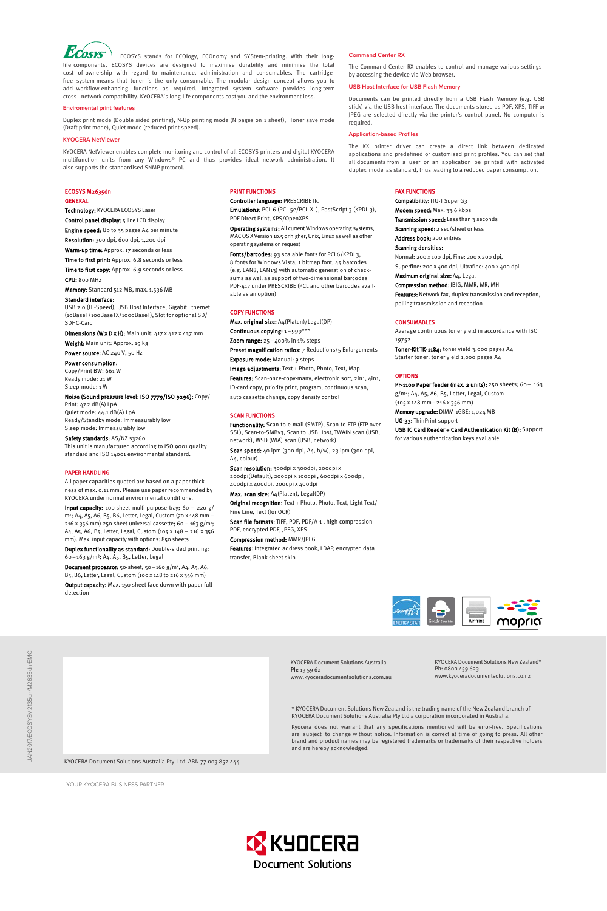ECOSYS stands for ECOlogy, ECOnomy and SYStem-printing. With their long-life components, ECOSYS devices are designed to maximise durability and minimise the total cost of ownership with regard to maintenance, administration and consumables. The cartridge-free system means that toner is the only consumable. The modular design concept allows you to add workflow enhancing functions as required. Integrated system software provides long-term cross network compatibility. KYOCERA's long-life components cost you and the environment less.

## Enviromental print features

Duplex print mode (Double sided printing), N-Up printing mode (N pages on 1 sheet), Toner save mode (Draft print mode), Quiet mode (reduced print speed).

## KYOCERA NetViewer

KYOCERA NetViewer enables complete monitoring and control of all ECOSYS printers and digital KYOCERA multifunction units from any Windows© PC and thus provides ideal network administration. It also supports the standardised SNMP protocol.

## Command Center RX

The Command Center RX enables to control and manage various settings by accessing the device via Web browser.

## USB Host Interface for USB Flash Memory

Documents can be printed directly from a USB Flash Memory (e.g. USB stick) via the USB host interface. The documents stored as PDF, XPS, TIFF or JPEG are selected directly via the printer's control panel. No computer is required.

## Application-based Profiles

The KX printer driver can create a direct link between dedicated applications and predefined or customised print profiles. You can set that all documents from a user or an application be printed with activated duplex mode as standard, thus leading to a reduced paper consumption.

# ECOSYS M2635dn

## GENERAL

**Technology:** KYOCERA ECOSYS Laser

**Control panel display:** 5 line LCD display

**Engine speed:** Up to 35 pages A4 per minute

**Resolution:** 300 dpi, 600 dpi, 1,200 dpi

**Warm-up time:** Approx. 17 seconds or less

**Time to first print:** Approx. 6.8 seconds or less

**Time to first copy:** Approx. 6.9 seconds or less

**CPU:** 800 MHz

**Memory:** Standard 512 MB, max. 1,536 MB

**Standard interface:**
USB 2.0 (Hi-Speed), USB Host Interface, Gigabit Ethernet (10BaseT/100BaseTX/1000BaseT), Slot for optional SD/SDHC-Card

**Dimensions (W x D x H):** Main unit: 417 x 412 x 437 mm

**Weight:** Main unit: Approx. 19 kg

**Power source:** AC 240 V, 50 Hz

**Power consumption:**
Copy/Print BW: 661 W
Ready mode: 21 W
Sleep-mode: 1 W

**Noise (Sound pressure level: ISO 7779/ISO 9296):** Copy/Print: 47.2 dB(A) LpA
Quiet mode: 44.1 dB(A) LpA
Ready/Standby mode: Immeasurably low
Sleep mode: Immeasurably low

**Safety standards:** AS/NZ s3260
This unit is manufactured according to ISO 9001 quality standard and ISO 14001 environmental standard.

## PAPER HANDLING

All paper capacities quoted are based on a paper thickness of max. 0.11 mm. Please use paper recommended by KYOCERA under normal environmental conditions.

**Input capacity:** 100-sheet multi-purpose tray; 60 – 220 g/m²; A4, A5, A6, B5, B6, Letter, Legal, Custom (70 x 148 mm – 216 x 356 mm) 250-sheet universal cassette; 60 – 163 g/m²; A4, A5, A6, B5, Letter, Legal, Custom (105 x 148 – 216 x 356 mm). Max. input capacity with options: 850 sheets

**Duplex functionality as standard:** Double-sided printing: 60 – 163 g/m²; A4, A5, B5, Letter, Legal

**Document processor:** 50-sheet, 50 – 160 g/m², A4, A5, A6, B5, B6, Letter, Legal, Custom (100 x 148 to 216 x 356 mm)

**Output capacity:** Max. 150 sheet face down with paper full detection

## PRINT FUNCTIONS

**Controller language:** PRESCRIBE IIc

**Emulations:** PCL 6 (PCL 5e/PCL-XL), PostScript 3 (KPDL 3), PDF Direct Print, XPS/OpenXPS

**Operating systems:** All current Windows operating systems, MAC OS X Version 10.5 or higher, Unix, Linux as well as other operating systems on request

**Fonts/barcodes:** 93 scalable fonts for PCL6/KPDL3, 8 fonts for Windows Vista, 1 bitmap font, 45 barcodes (e.g. EAN8, EAN13) with automatic generation of checksums as well as support of two-dimensional barcodes PDF-417 under PRESCRIBE (PCL and other barcodes available as an option)

## COPY FUNCTIONS

**Max. original size:** A4(Platen)/Legal(DP)

**Continuous copying:** 1 – 999***

**Zoom range:** 25 – 400% in 1% steps

**Preset magnification ratios:** 7 Reductions/5 Enlargements

**Exposure mode:** Manual: 9 steps

**Image adjustments:** Text + Photo, Photo, Text, Map

**Features:** Scan-once-copy-many, electronic sort, 2in1, 4in1, ID-card copy, priority print, program, continuous scan, auto cassette change, copy density control

## SCAN FUNCTIONS

**Functionality:** Scan-to-e-mail (SMTP), Scan-to-FTP (FTP over SSL), Scan-to-SMBv3, Scan to USB Host, TWAIN scan (USB, network), WSD (WIA) scan (USB, network)

**Scan speed:** 40 ipm (300 dpi, A4, b/w), 23 ipm (300 dpi, A4, colour)

**Scan resolution:** 300dpi x 300dpi, 200dpi x 200dpi(Default), 200dpi x 100dpi , 600dpi x 600dpi, 400dpi x 400dpi, 200dpi x 400dpi

**Max. scan size:** A4(Platen), Legal(DP)

**Original recognition:** Text + Photo, Photo, Text, Light Text/Fine Line, Text (for OCR)

**Scan file formats:** TIFF, PDF, PDF/A-1 , high compression PDF, encrypted PDF, JPEG, XPS

**Compression method:** MMR/JPEG

**Features:** Integrated address book, LDAP, encrypted data transfer, Blank sheet skip

## FAX FUNCTIONS

**Compatibility:** ITU-T Super G3

**Modem speed:** Max. 33.6 kbps

**Transmission speed:** Less than 3 seconds

**Scanning speed:** 2 sec/sheet or less

**Address book:** 200 entries

**Scanning densities:**
Normal: 200 x 100 dpi, Fine: 200 x 200 dpi,
Superfine: 200 x 400 dpi, Ultrafine: 400 x 400 dpi

**Maximum original size:** A4, Legal

**Compression method:** JBIG, MMR, MR, MH

**Features:** Network fax, duplex transmission and reception, polling transmission and reception

## CONSUMABLES

Average continuous toner yield in accordance with ISO 19752

**Toner-Kit TK-1184:** toner yield 3,000 pages A4
Starter toner: toner yield 1,000 pages A4

## OPTIONS

**PF-1100 Paper feeder (max. 2 units):** 250 sheets; 60 – 163 g/m²; A4, A5, A6, B5, Letter, Legal, Custom (105 x 148 mm – 216 x 356 mm)

**Memory upgrade:** DIMM-1GBE: 1,024 MB

**UG-33:** ThinPrint support

**USB IC Card Reader + Card Authentication Kit (B):** Support for various authentication keys available

KYOCERA Document Solutions Australia
**Ph:** 13 59 62
www.kyoceradocumentsolutions.com.au

KYOCERA Document Solutions New Zealand*
Ph: 0800 459 623
www.kyoceradocumentsolutions.co.nz

* KYOCERA Document Solutions New Zealand is the trading name of the New Zealand branch of KYOCERA Document Solutions Australia Pty Ltd a corporation incorporated in Australia.

Kyocera does not warrant that any specifications mentioned will be error-free. Specifications are subject to change without notice. Information is correct at time of going to press. All other brand and product names may be registered trademarks or trademarks of their respective holders and are hereby acknowledged.

KYOCERA Document Solutions Australia Pty. Ltd ABN 77 003 852 444

JAN2017/ECOSYSM2135dn/M2635dn/EMC

YOUR KYOCERA BUSINESS PARTNER

KYOCERA Document Solutions